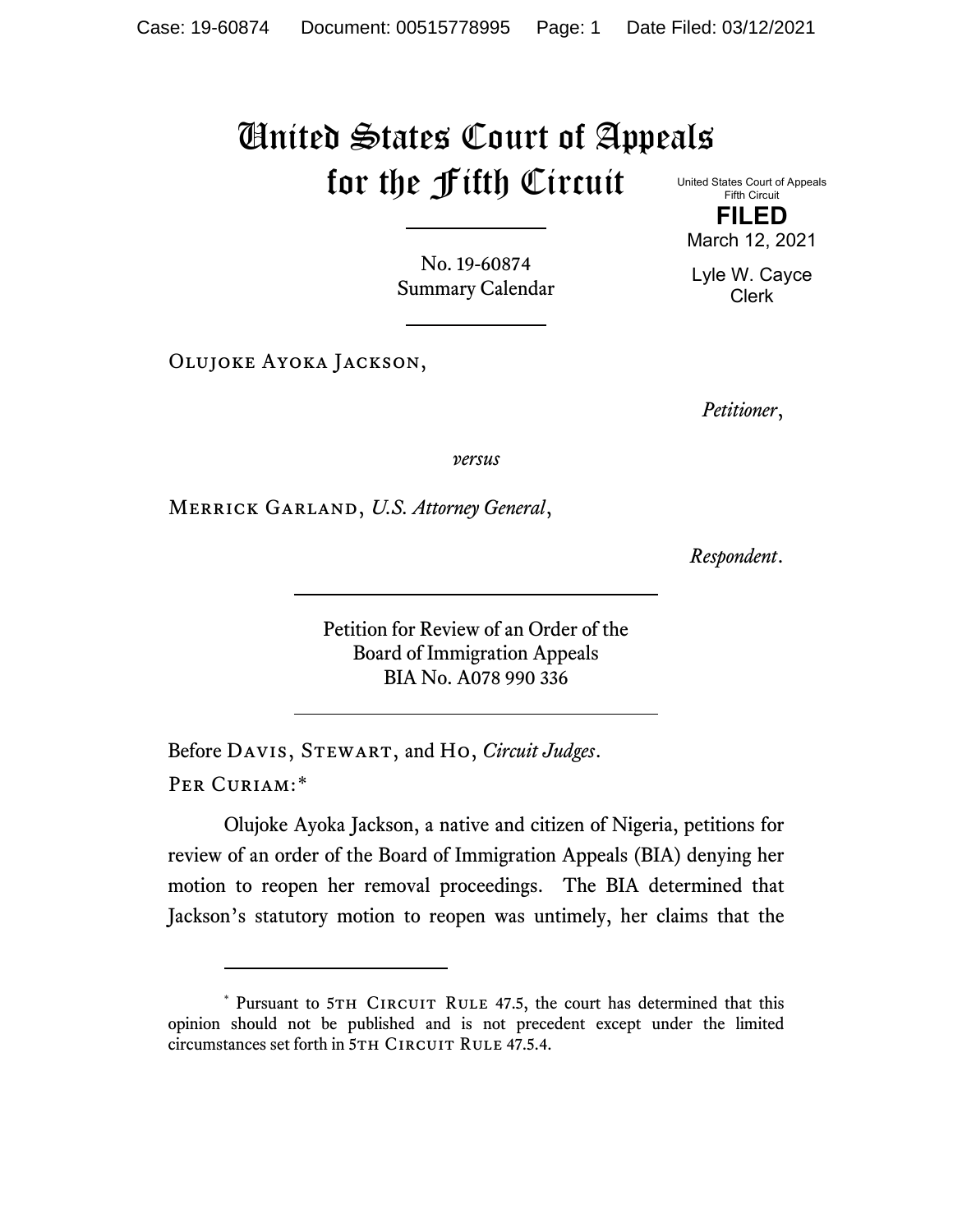# United States Court of Appeals for the Fifth Circuit

United States Court of Appeals
Fifth Circuit

**FILED**

March 12, 2021

Lyle W. Cayce
Clerk

No. 19-60874
Summary Calendar

---

Olujoke Ayoka Jackson,

*Petitioner*,

*versus*

Merrick Garland, *U.S. Attorney General*,

*Respondent*.

---

Petition for Review of an Order of the
Board of Immigration Appeals
BIA No. A078 990 336

---

Before Davis, Stewart, and Ho, *Circuit Judges*.

Per Curiam:*

Olujoke Ayoka Jackson, a native and citizen of Nigeria, petitions for review of an order of the Board of Immigration Appeals (BIA) denying her motion to reopen her removal proceedings. The BIA determined that Jackson's statutory motion to reopen was untimely, her claims that the

---

\* Pursuant to 5th Circuit Rule 47.5, the court has determined that this opinion should not be published and is not precedent except under the limited circumstances set forth in 5th Circuit Rule 47.5.4.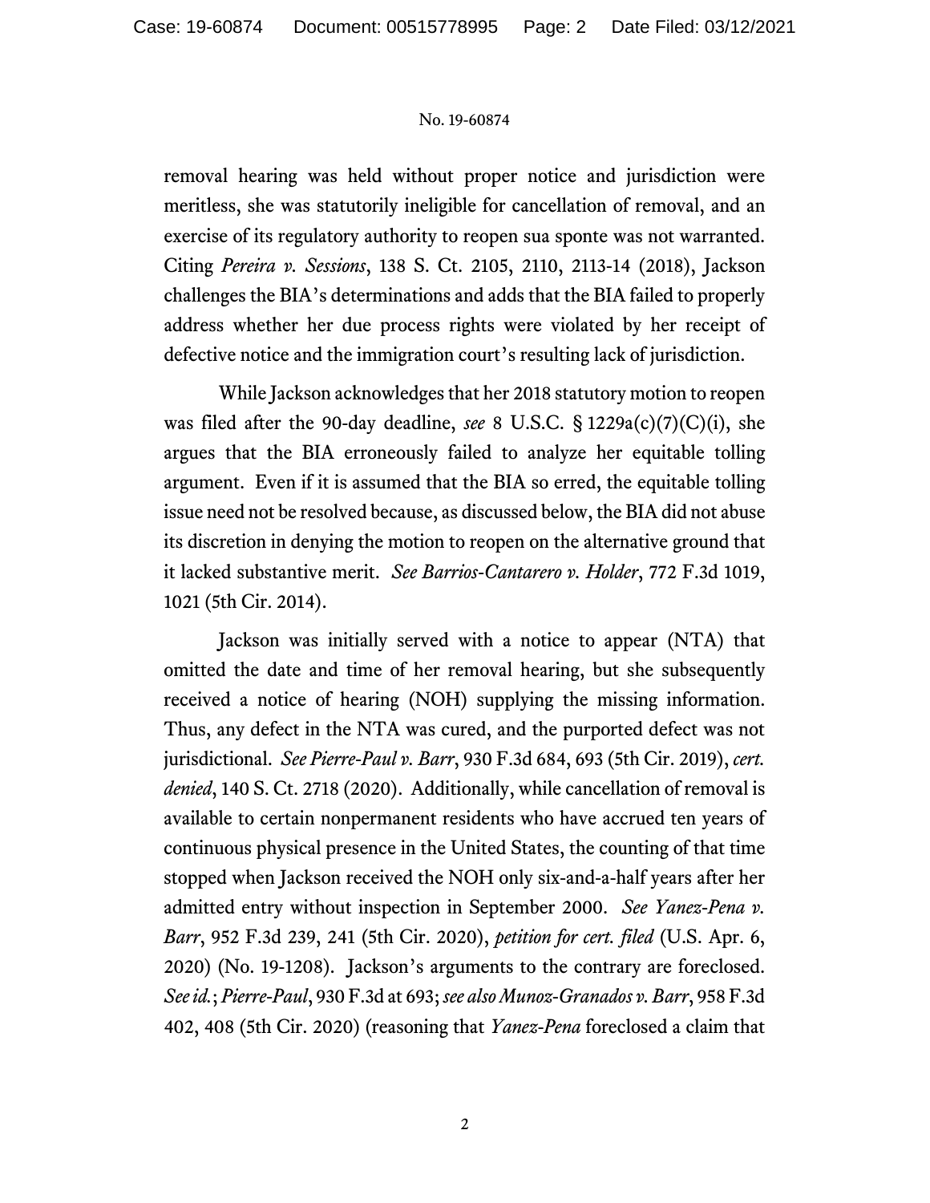removal hearing was held without proper notice and jurisdiction were meritless, she was statutorily ineligible for cancellation of removal, and an exercise of its regulatory authority to reopen sua sponte was not warranted. Citing *Pereira v. Sessions*, 138 S. Ct. 2105, 2110, 2113-14 (2018), Jackson challenges the BIA's determinations and adds that the BIA failed to properly address whether her due process rights were violated by her receipt of defective notice and the immigration court's resulting lack of jurisdiction.

While Jackson acknowledges that her 2018 statutory motion to reopen was filed after the 90-day deadline, *see* 8 U.S.C. § 1229a(c)(7)(C)(i), she argues that the BIA erroneously failed to analyze her equitable tolling argument. Even if it is assumed that the BIA so erred, the equitable tolling issue need not be resolved because, as discussed below, the BIA did not abuse its discretion in denying the motion to reopen on the alternative ground that it lacked substantive merit. *See Barrios-Cantarero v. Holder*, 772 F.3d 1019, 1021 (5th Cir. 2014).

Jackson was initially served with a notice to appear (NTA) that omitted the date and time of her removal hearing, but she subsequently received a notice of hearing (NOH) supplying the missing information. Thus, any defect in the NTA was cured, and the purported defect was not jurisdictional. *See Pierre-Paul v. Barr*, 930 F.3d 684, 693 (5th Cir. 2019), *cert. denied*, 140 S. Ct. 2718 (2020). Additionally, while cancellation of removal is available to certain nonpermanent residents who have accrued ten years of continuous physical presence in the United States, the counting of that time stopped when Jackson received the NOH only six-and-a-half years after her admitted entry without inspection in September 2000. *See Yanez-Pena v. Barr*, 952 F.3d 239, 241 (5th Cir. 2020), *petition for cert. filed* (U.S. Apr. 6, 2020) (No. 19-1208). Jackson's arguments to the contrary are foreclosed. *See id.*; *Pierre-Paul*, 930 F.3d at 693; *see also Munoz-Granados v. Barr*, 958 F.3d 402, 408 (5th Cir. 2020) (reasoning that *Yanez-Pena* foreclosed a claim that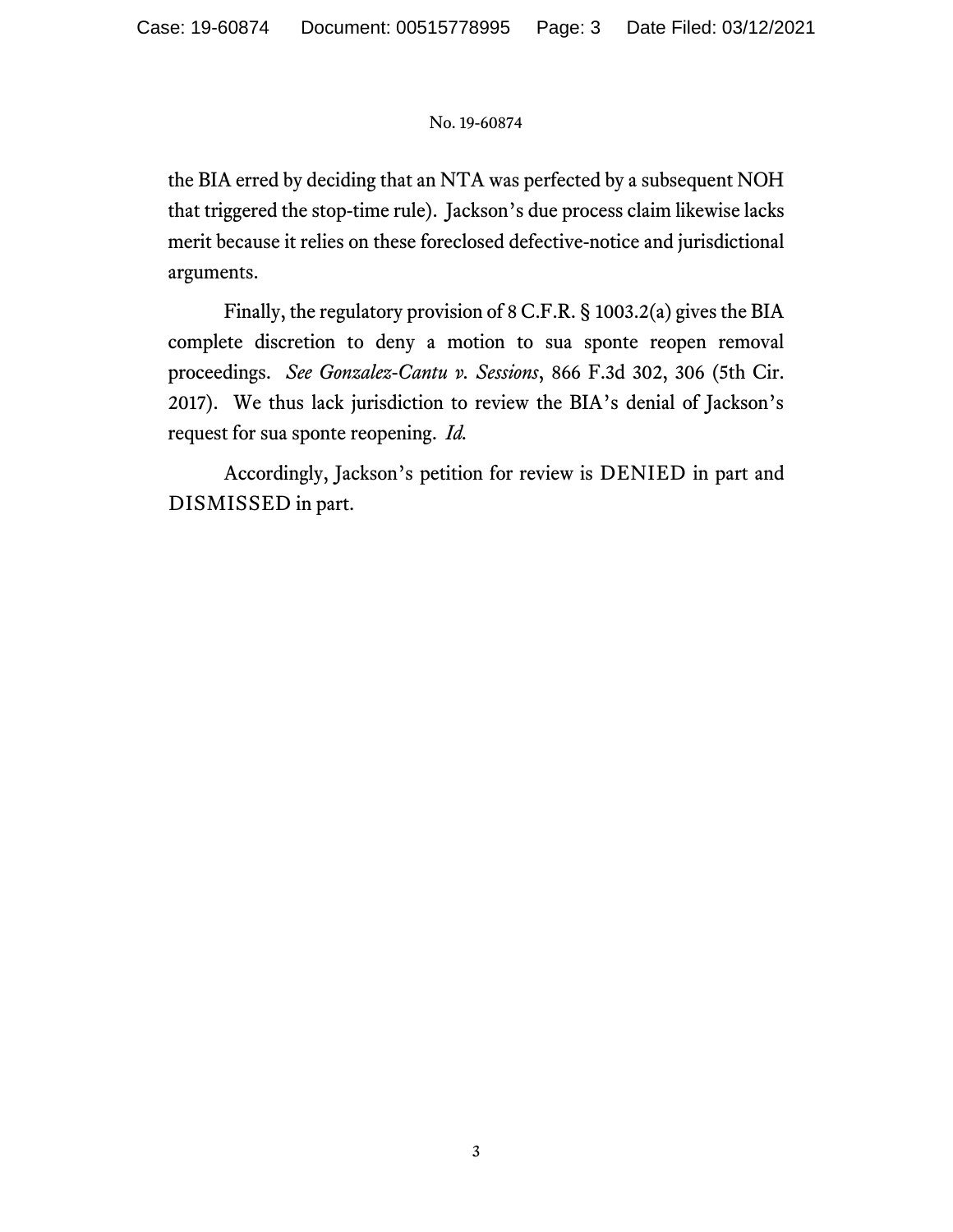the BIA erred by deciding that an NTA was perfected by a subsequent NOH that triggered the stop-time rule). Jackson's due process claim likewise lacks merit because it relies on these foreclosed defective-notice and jurisdictional arguments.

Finally, the regulatory provision of 8 C.F.R. § 1003.2(a) gives the BIA complete discretion to deny a motion to sua sponte reopen removal proceedings. *See Gonzalez-Cantu v. Sessions*, 866 F.3d 302, 306 (5th Cir. 2017). We thus lack jurisdiction to review the BIA's denial of Jackson's request for sua sponte reopening. *Id.*

Accordingly, Jackson's petition for review is DENIED in part and DISMISSED in part.